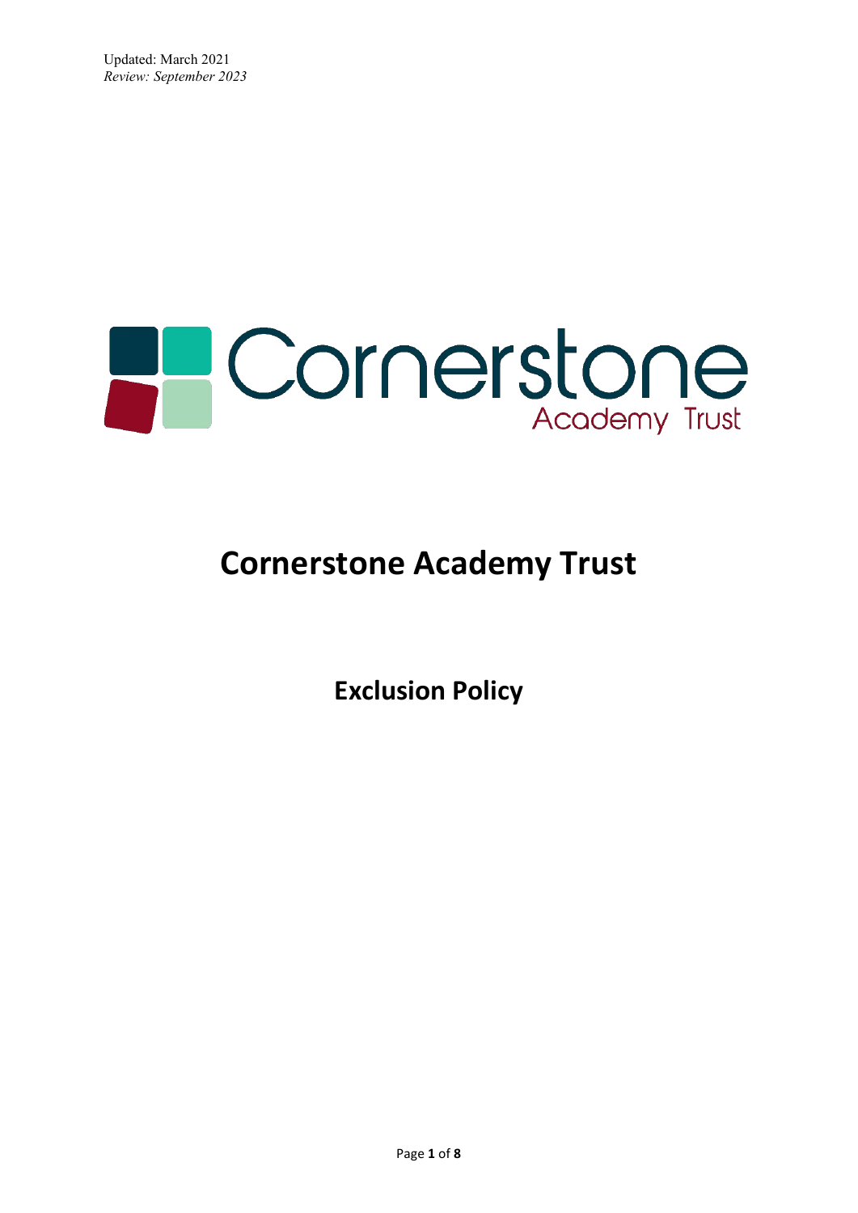Updated: March 2021
*Review: September 2023*

# Cornerstone Academy Trust

## Exclusion Policy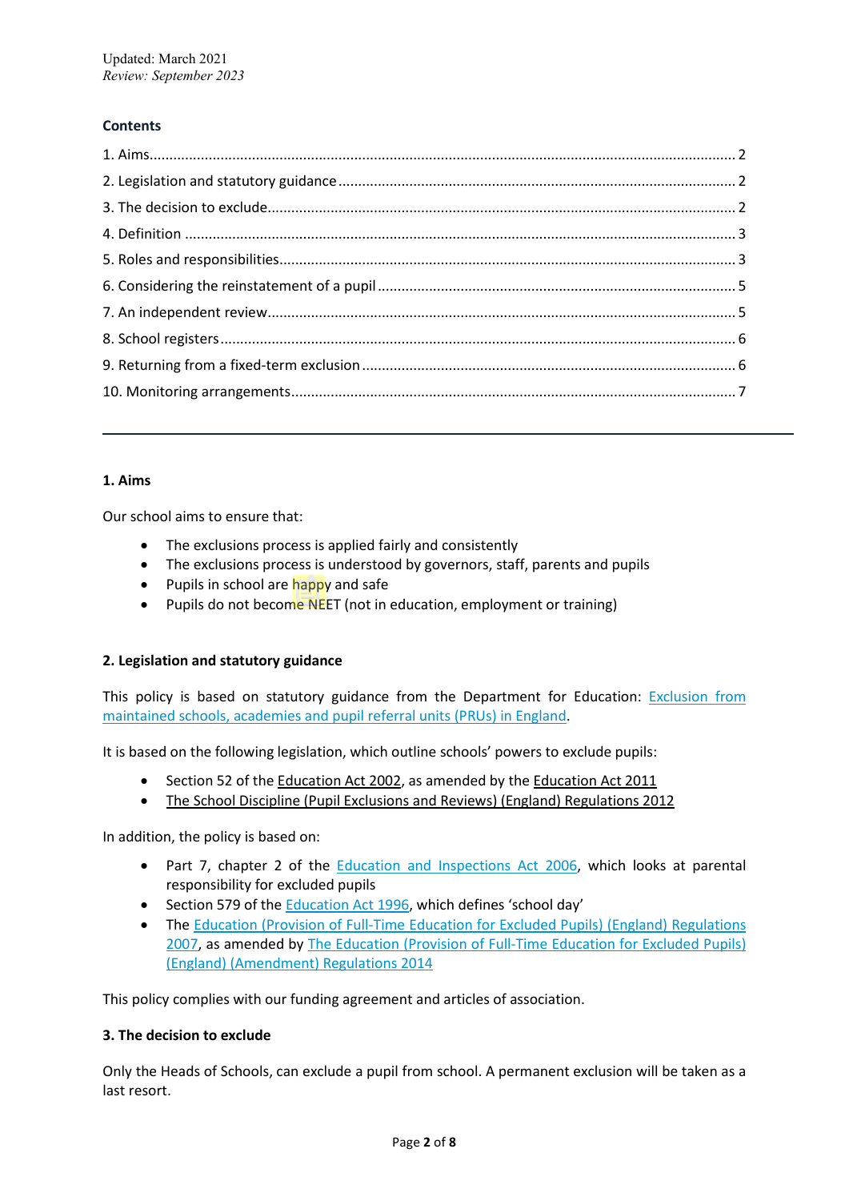Updated: March 2021
*Review: September 2023*

**Contents**

1. Aims ..... 2
2. Legislation and statutory guidance ..... 2
3. The decision to exclude ..... 2
4. Definition ..... 3
5. Roles and responsibilities ..... 3
6. Considering the reinstatement of a pupil ..... 5
7. An independent review ..... 5
8. School registers ..... 6
9. Returning from a fixed-term exclusion ..... 6
10. Monitoring arrangements ..... 7

---

### 1. Aims

Our school aims to ensure that:

- The exclusions process is applied fairly and consistently
- The exclusions process is understood by governors, staff, parents and pupils
- Pupils in school are happy and safe
- Pupils do not become NEET (not in education, employment or training)

### 2. Legislation and statutory guidance

This policy is based on statutory guidance from the Department for Education: Exclusion from maintained schools, academies and pupil referral units (PRUs) in England.

It is based on the following legislation, which outline schools' powers to exclude pupils:

- Section 52 of the Education Act 2002, as amended by the Education Act 2011
- The School Discipline (Pupil Exclusions and Reviews) (England) Regulations 2012

In addition, the policy is based on:

- Part 7, chapter 2 of the Education and Inspections Act 2006, which looks at parental responsibility for excluded pupils
- Section 579 of the Education Act 1996, which defines 'school day'
- The Education (Provision of Full-Time Education for Excluded Pupils) (England) Regulations 2007, as amended by The Education (Provision of Full-Time Education for Excluded Pupils) (England) (Amendment) Regulations 2014

This policy complies with our funding agreement and articles of association.

### 3. The decision to exclude

Only the Heads of Schools, can exclude a pupil from school. A permanent exclusion will be taken as a last resort.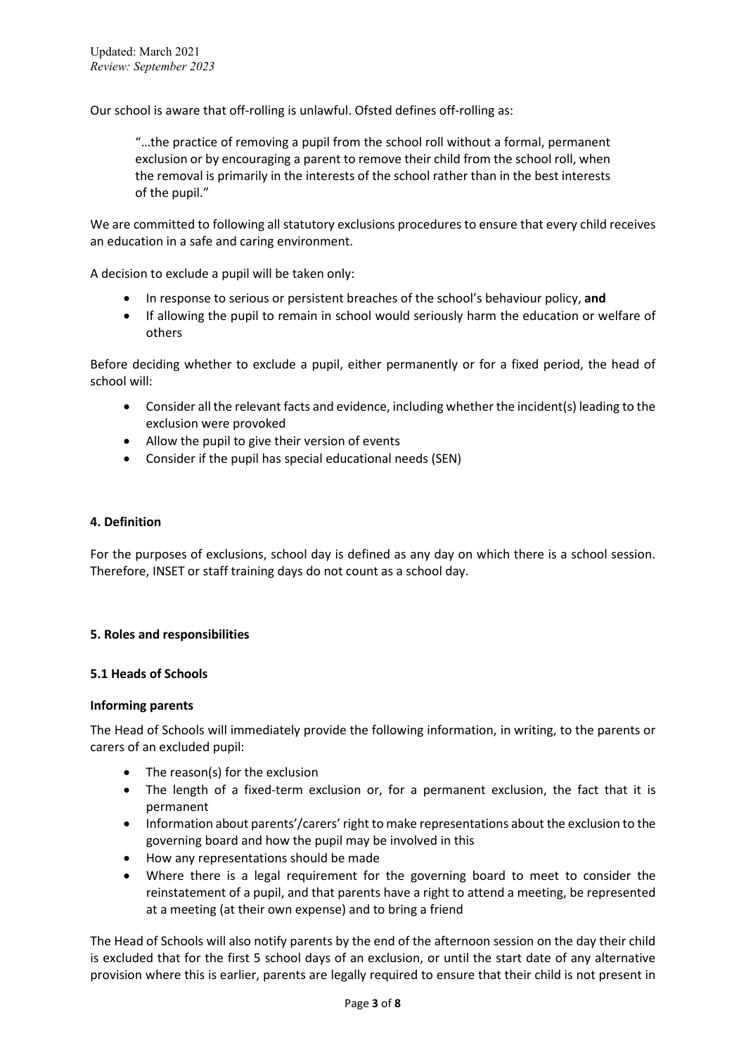Our school is aware that off-rolling is unlawful. Ofsted defines off-rolling as:

> "…the practice of removing a pupil from the school roll without a formal, permanent exclusion or by encouraging a parent to remove their child from the school roll, when the removal is primarily in the interests of the school rather than in the best interests of the pupil."

We are committed to following all statutory exclusions procedures to ensure that every child receives an education in a safe and caring environment.

A decision to exclude a pupil will be taken only:

- In response to serious or persistent breaches of the school's behaviour policy, **and**
- If allowing the pupil to remain in school would seriously harm the education or welfare of others

Before deciding whether to exclude a pupil, either permanently or for a fixed period, the head of school will:

- Consider all the relevant facts and evidence, including whether the incident(s) leading to the exclusion were provoked
- Allow the pupil to give their version of events
- Consider if the pupil has special educational needs (SEN)

## 4. Definition

For the purposes of exclusions, school day is defined as any day on which there is a school session. Therefore, INSET or staff training days do not count as a school day.

## 5. Roles and responsibilities

### 5.1 Heads of Schools

**Informing parents**

The Head of Schools will immediately provide the following information, in writing, to the parents or carers of an excluded pupil:

- The reason(s) for the exclusion
- The length of a fixed-term exclusion or, for a permanent exclusion, the fact that it is permanent
- Information about parents'/carers' right to make representations about the exclusion to the governing board and how the pupil may be involved in this
- How any representations should be made
- Where there is a legal requirement for the governing board to meet to consider the reinstatement of a pupil, and that parents have a right to attend a meeting, be represented at a meeting (at their own expense) and to bring a friend

The Head of Schools will also notify parents by the end of the afternoon session on the day their child is excluded that for the first 5 school days of an exclusion, or until the start date of any alternative provision where this is earlier, parents are legally required to ensure that their child is not present in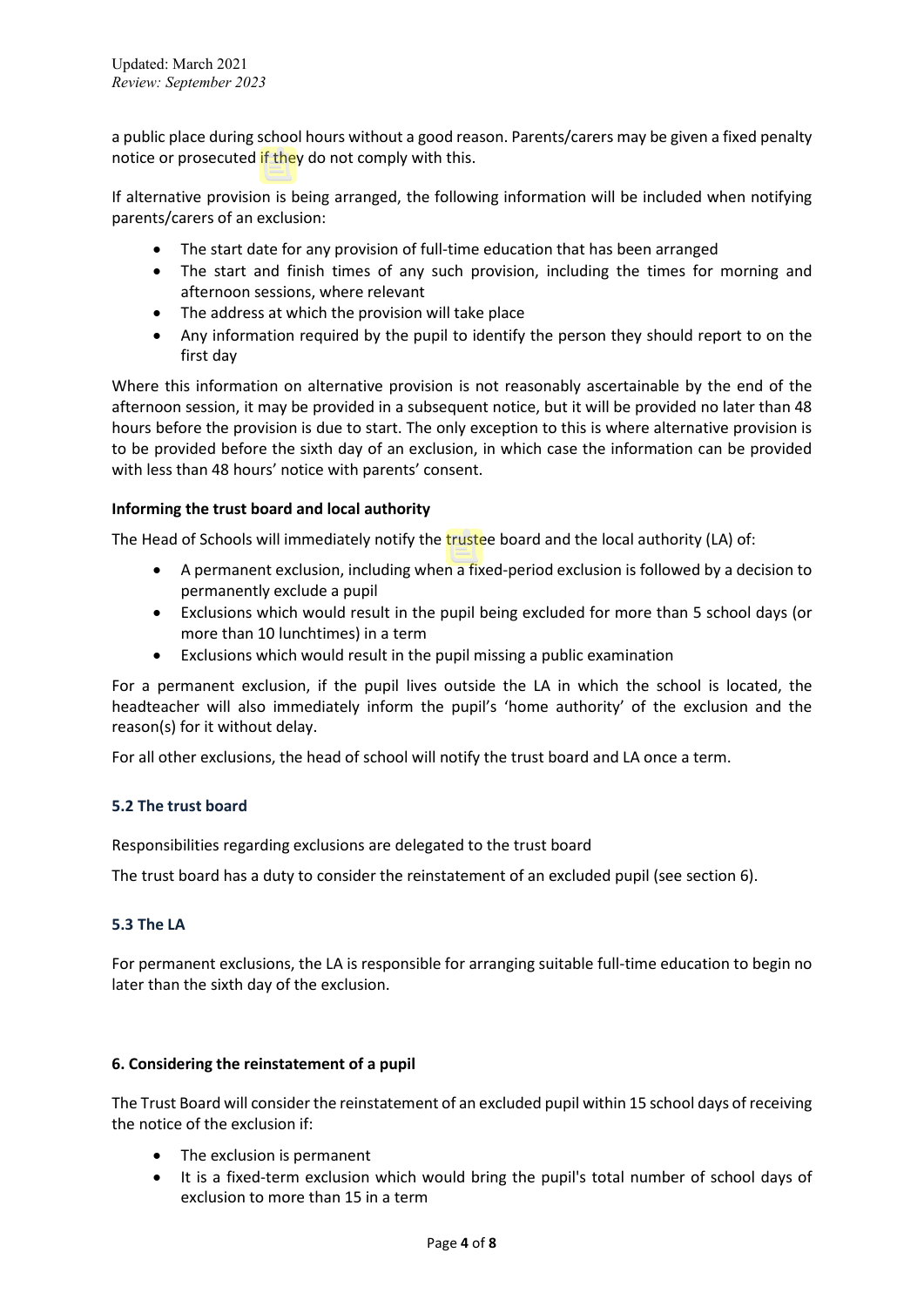a public place during school hours without a good reason. Parents/carers may be given a fixed penalty notice or prosecuted if they do not comply with this.

If alternative provision is being arranged, the following information will be included when notifying parents/carers of an exclusion:

- The start date for any provision of full-time education that has been arranged
- The start and finish times of any such provision, including the times for morning and afternoon sessions, where relevant
- The address at which the provision will take place
- Any information required by the pupil to identify the person they should report to on the first day

Where this information on alternative provision is not reasonably ascertainable by the end of the afternoon session, it may be provided in a subsequent notice, but it will be provided no later than 48 hours before the provision is due to start. The only exception to this is where alternative provision is to be provided before the sixth day of an exclusion, in which case the information can be provided with less than 48 hours' notice with parents' consent.

**Informing the trust board and local authority**

The Head of Schools will immediately notify the trustee board and the local authority (LA) of:

- A permanent exclusion, including when a fixed-period exclusion is followed by a decision to permanently exclude a pupil
- Exclusions which would result in the pupil being excluded for more than 5 school days (or more than 10 lunchtimes) in a term
- Exclusions which would result in the pupil missing a public examination

For a permanent exclusion, if the pupil lives outside the LA in which the school is located, the headteacher will also immediately inform the pupil's 'home authority' of the exclusion and the reason(s) for it without delay.

For all other exclusions, the head of school will notify the trust board and LA once a term.

### 5.2 The trust board

Responsibilities regarding exclusions are delegated to the trust board

The trust board has a duty to consider the reinstatement of an excluded pupil (see section 6).

### 5.3 The LA

For permanent exclusions, the LA is responsible for arranging suitable full-time education to begin no later than the sixth day of the exclusion.

## 6. Considering the reinstatement of a pupil

The Trust Board will consider the reinstatement of an excluded pupil within 15 school days of receiving the notice of the exclusion if:

- The exclusion is permanent
- It is a fixed-term exclusion which would bring the pupil's total number of school days of exclusion to more than 15 in a term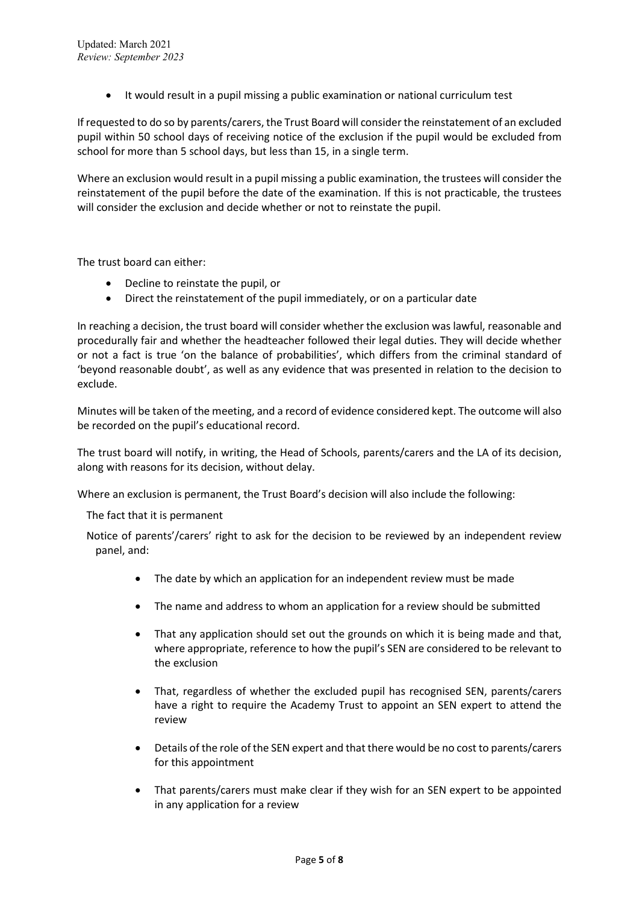- It would result in a pupil missing a public examination or national curriculum test

If requested to do so by parents/carers, the Trust Board will consider the reinstatement of an excluded pupil within 50 school days of receiving notice of the exclusion if the pupil would be excluded from school for more than 5 school days, but less than 15, in a single term.

Where an exclusion would result in a pupil missing a public examination, the trustees will consider the reinstatement of the pupil before the date of the examination. If this is not practicable, the trustees will consider the exclusion and decide whether or not to reinstate the pupil.

The trust board can either:

- Decline to reinstate the pupil, or
- Direct the reinstatement of the pupil immediately, or on a particular date

In reaching a decision, the trust board will consider whether the exclusion was lawful, reasonable and procedurally fair and whether the headteacher followed their legal duties. They will decide whether or not a fact is true 'on the balance of probabilities', which differs from the criminal standard of 'beyond reasonable doubt', as well as any evidence that was presented in relation to the decision to exclude.

Minutes will be taken of the meeting, and a record of evidence considered kept. The outcome will also be recorded on the pupil's educational record.

The trust board will notify, in writing, the Head of Schools, parents/carers and the LA of its decision, along with reasons for its decision, without delay.

Where an exclusion is permanent, the Trust Board's decision will also include the following:

The fact that it is permanent

Notice of parents'/carers' right to ask for the decision to be reviewed by an independent review panel, and:

- The date by which an application for an independent review must be made
- The name and address to whom an application for a review should be submitted
- That any application should set out the grounds on which it is being made and that, where appropriate, reference to how the pupil's SEN are considered to be relevant to the exclusion
- That, regardless of whether the excluded pupil has recognised SEN, parents/carers have a right to require the Academy Trust to appoint an SEN expert to attend the review
- Details of the role of the SEN expert and that there would be no cost to parents/carers for this appointment
- That parents/carers must make clear if they wish for an SEN expert to be appointed in any application for a review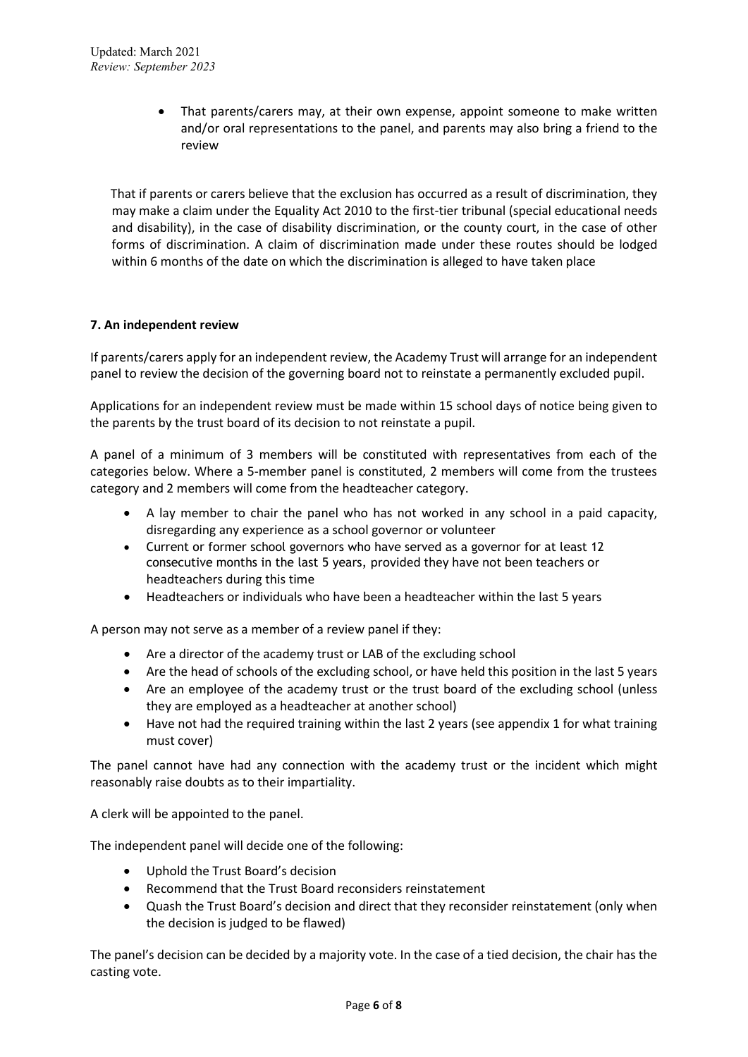- That parents/carers may, at their own expense, appoint someone to make written and/or oral representations to the panel, and parents may also bring a friend to the review

That if parents or carers believe that the exclusion has occurred as a result of discrimination, they may make a claim under the Equality Act 2010 to the first-tier tribunal (special educational needs and disability), in the case of disability discrimination, or the county court, in the case of other forms of discrimination. A claim of discrimination made under these routes should be lodged within 6 months of the date on which the discrimination is alleged to have taken place

**7. An independent review**

If parents/carers apply for an independent review, the Academy Trust will arrange for an independent panel to review the decision of the governing board not to reinstate a permanently excluded pupil.

Applications for an independent review must be made within 15 school days of notice being given to the parents by the trust board of its decision to not reinstate a pupil.

A panel of a minimum of 3 members will be constituted with representatives from each of the categories below. Where a 5-member panel is constituted, 2 members will come from the trustees category and 2 members will come from the headteacher category.

- A lay member to chair the panel who has not worked in any school in a paid capacity, disregarding any experience as a school governor or volunteer
- Current or former school governors who have served as a governor for at least 12 consecutive months in the last 5 years, provided they have not been teachers or headteachers during this time
- Headteachers or individuals who have been a headteacher within the last 5 years

A person may not serve as a member of a review panel if they:

- Are a director of the academy trust or LAB of the excluding school
- Are the head of schools of the excluding school, or have held this position in the last 5 years
- Are an employee of the academy trust or the trust board of the excluding school (unless they are employed as a headteacher at another school)
- Have not had the required training within the last 2 years (see appendix 1 for what training must cover)

The panel cannot have had any connection with the academy trust or the incident which might reasonably raise doubts as to their impartiality.

A clerk will be appointed to the panel.

The independent panel will decide one of the following:

- Uphold the Trust Board's decision
- Recommend that the Trust Board reconsiders reinstatement
- Quash the Trust Board's decision and direct that they reconsider reinstatement (only when the decision is judged to be flawed)

The panel's decision can be decided by a majority vote. In the case of a tied decision, the chair has the casting vote.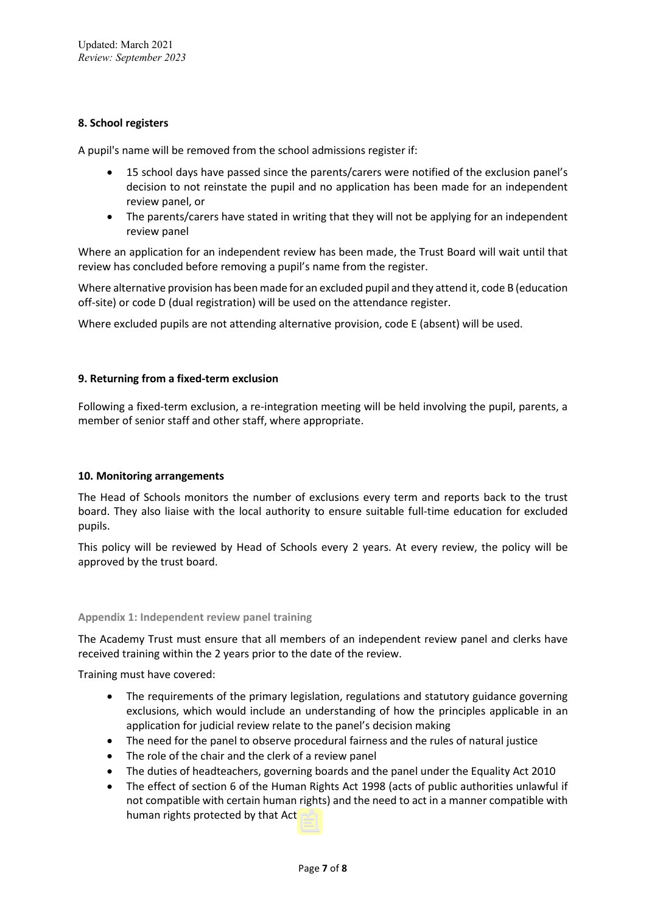## 8. School registers

A pupil's name will be removed from the school admissions register if:

- 15 school days have passed since the parents/carers were notified of the exclusion panel's decision to not reinstate the pupil and no application has been made for an independent review panel, or
- The parents/carers have stated in writing that they will not be applying for an independent review panel

Where an application for an independent review has been made, the Trust Board will wait until that review has concluded before removing a pupil's name from the register.

Where alternative provision has been made for an excluded pupil and they attend it, code B (education off-site) or code D (dual registration) will be used on the attendance register.

Where excluded pupils are not attending alternative provision, code E (absent) will be used.

## 9. Returning from a fixed-term exclusion

Following a fixed-term exclusion, a re-integration meeting will be held involving the pupil, parents, a member of senior staff and other staff, where appropriate.

## 10. Monitoring arrangements

The Head of Schools monitors the number of exclusions every term and reports back to the trust board. They also liaise with the local authority to ensure suitable full-time education for excluded pupils.

This policy will be reviewed by Head of Schools every 2 years. At every review, the policy will be approved by the trust board.

## Appendix 1: Independent review panel training

The Academy Trust must ensure that all members of an independent review panel and clerks have received training within the 2 years prior to the date of the review.

Training must have covered:

- The requirements of the primary legislation, regulations and statutory guidance governing exclusions, which would include an understanding of how the principles applicable in an application for judicial review relate to the panel's decision making
- The need for the panel to observe procedural fairness and the rules of natural justice
- The role of the chair and the clerk of a review panel
- The duties of headteachers, governing boards and the panel under the Equality Act 2010
- The effect of section 6 of the Human Rights Act 1998 (acts of public authorities unlawful if not compatible with certain human rights) and the need to act in a manner compatible with human rights protected by that Act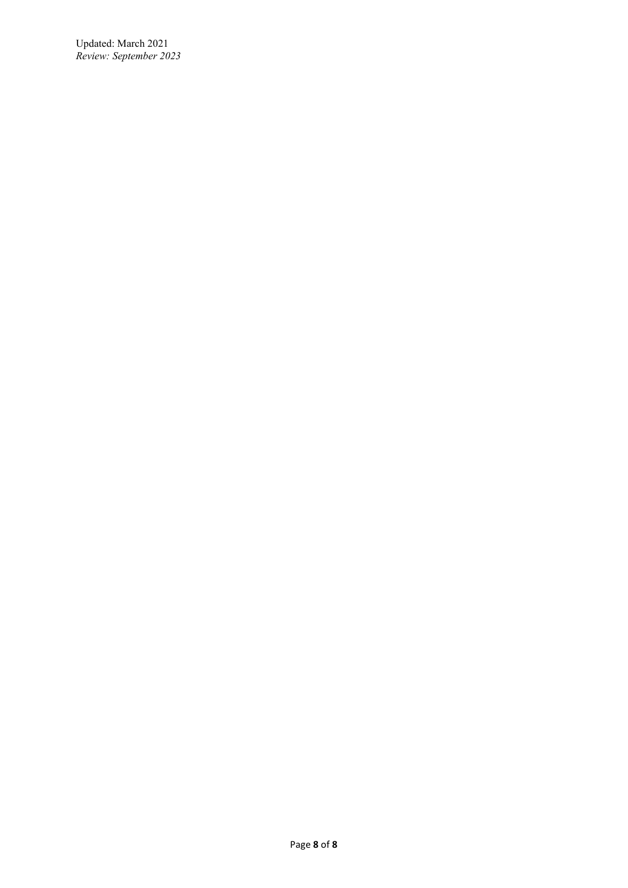Updated: March 2021
*Review: September 2023*